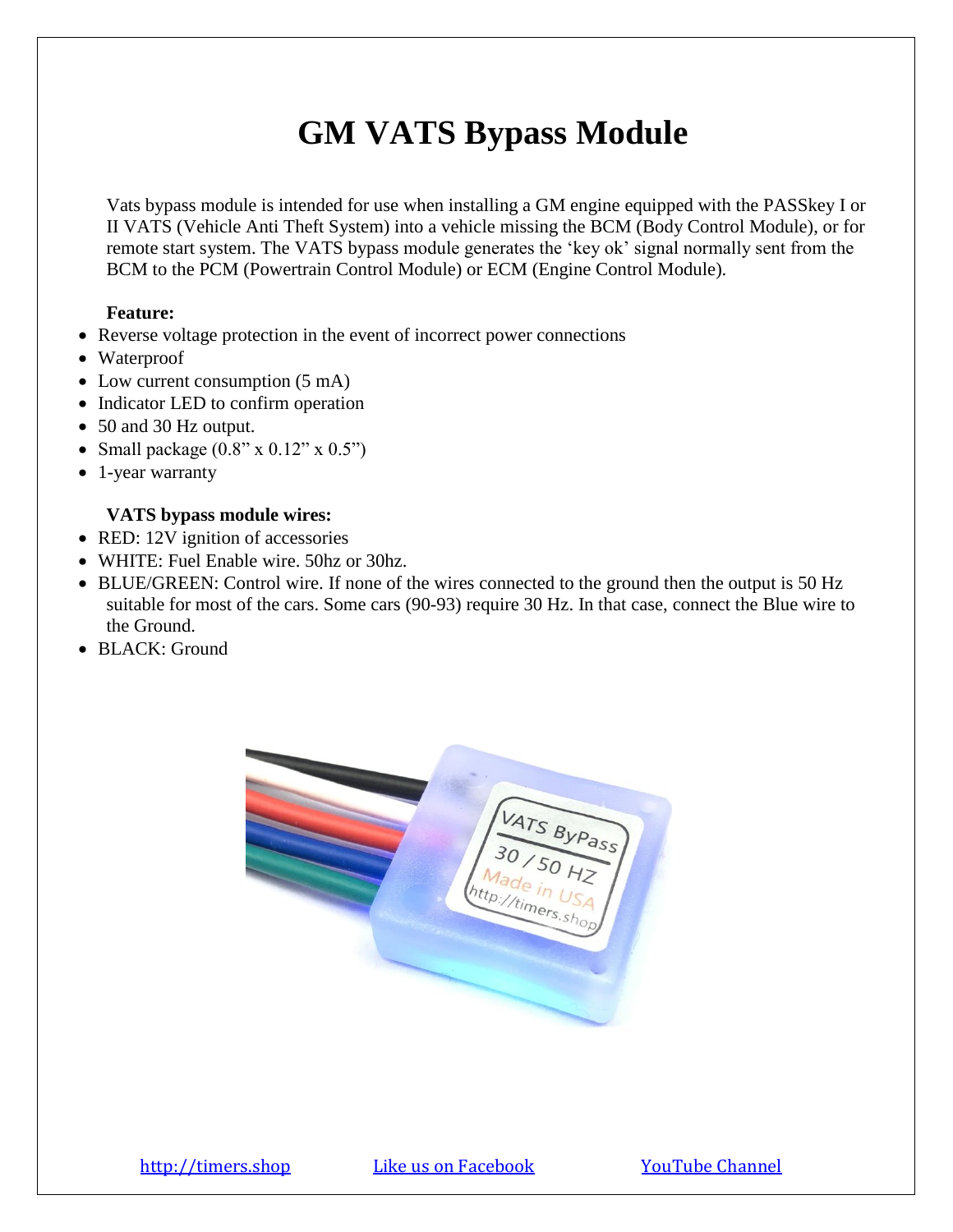# GM VATS Bypass Module

Vats bypass module is intended for use when installing a GM engine equipped with the PASSkey I or II VATS (Vehicle Anti Theft System) into a vehicle missing the BCM (Body Control Module), or for remote start system. The VATS bypass module generates the 'key ok' signal normally sent from the BCM to the PCM (Powertrain Control Module) or ECM (Engine Control Module).

**Feature:**

- Reverse voltage protection in the event of incorrect power connections
- Waterproof
- Low current consumption (5 mA)
- Indicator LED to confirm operation
- 50 and 30 Hz output.
- Small package (0.8" x 0.12" x 0.5")
- 1-year warranty

**VATS bypass module wires:**

- RED: 12V ignition of accessories
- WHITE: Fuel Enable wire. 50hz or 30hz.
- BLUE/GREEN: Control wire. If none of the wires connected to the ground then the output is 50 Hz suitable for most of the cars. Some cars (90-93) require 30 Hz. In that case, connect the Blue wire to the Ground.
- BLACK: Ground

http://timers.shop Like us on Facebook YouTube Channel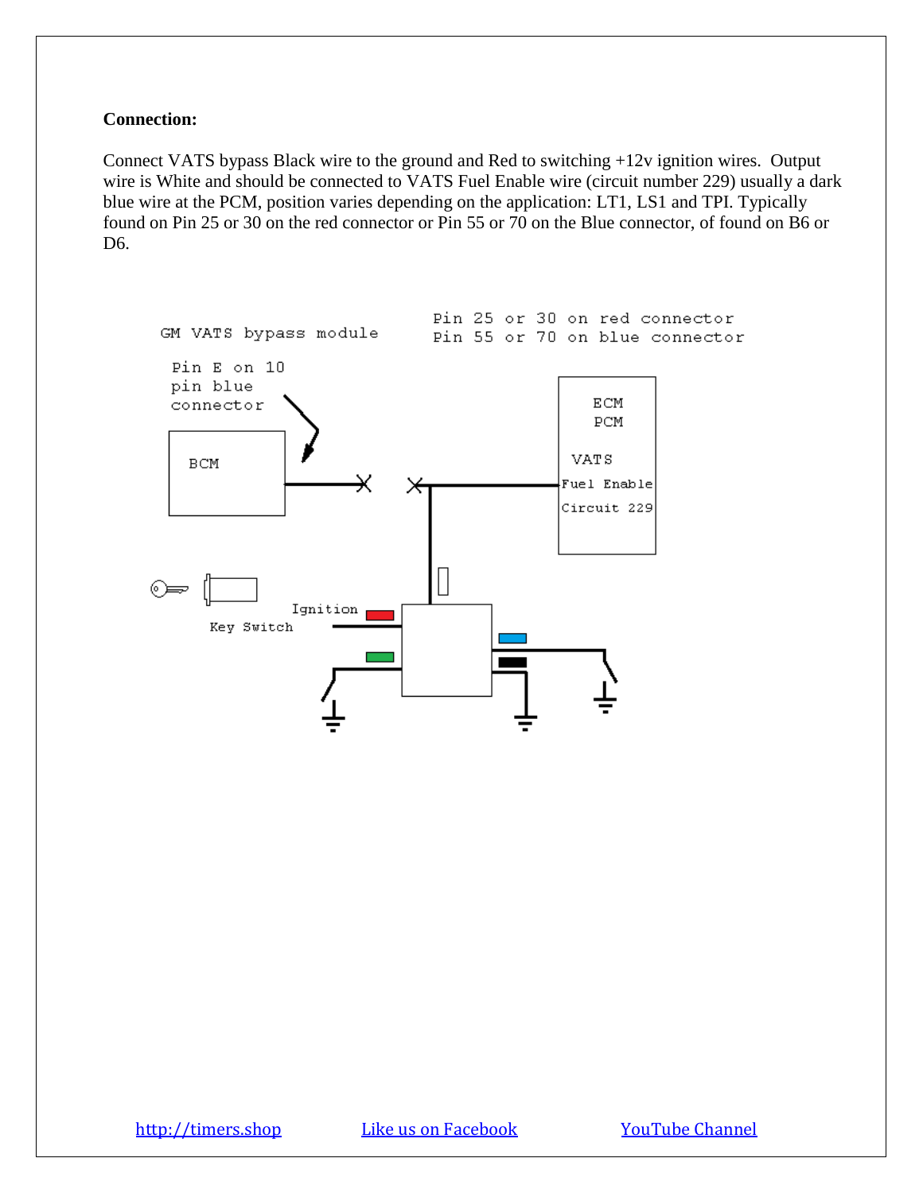**Connection:**

Connect VATS bypass Black wire to the ground and Red to switching +12v ignition wires. Output wire is White and should be connected to VATS Fuel Enable wire (circuit number 229) usually a dark blue wire at the PCM, position varies depending on the application: LT1, LS1 and TPI. Typically found on Pin 25 or 30 on the red connector or Pin 55 or 70 on the Blue connector, of found on B6 or D6.

GM VATS bypass module

Pin 25 or 30 on red connector
Pin 55 or 70 on blue connector

Pin E on 10 pin blue connector

BCM

ECM
PCM

VATS
Fuel Enable
Circuit 229

Ignition

Key Switch

[http://timers.shop](http://timers.shop) Like us on Facebook YouTube Channel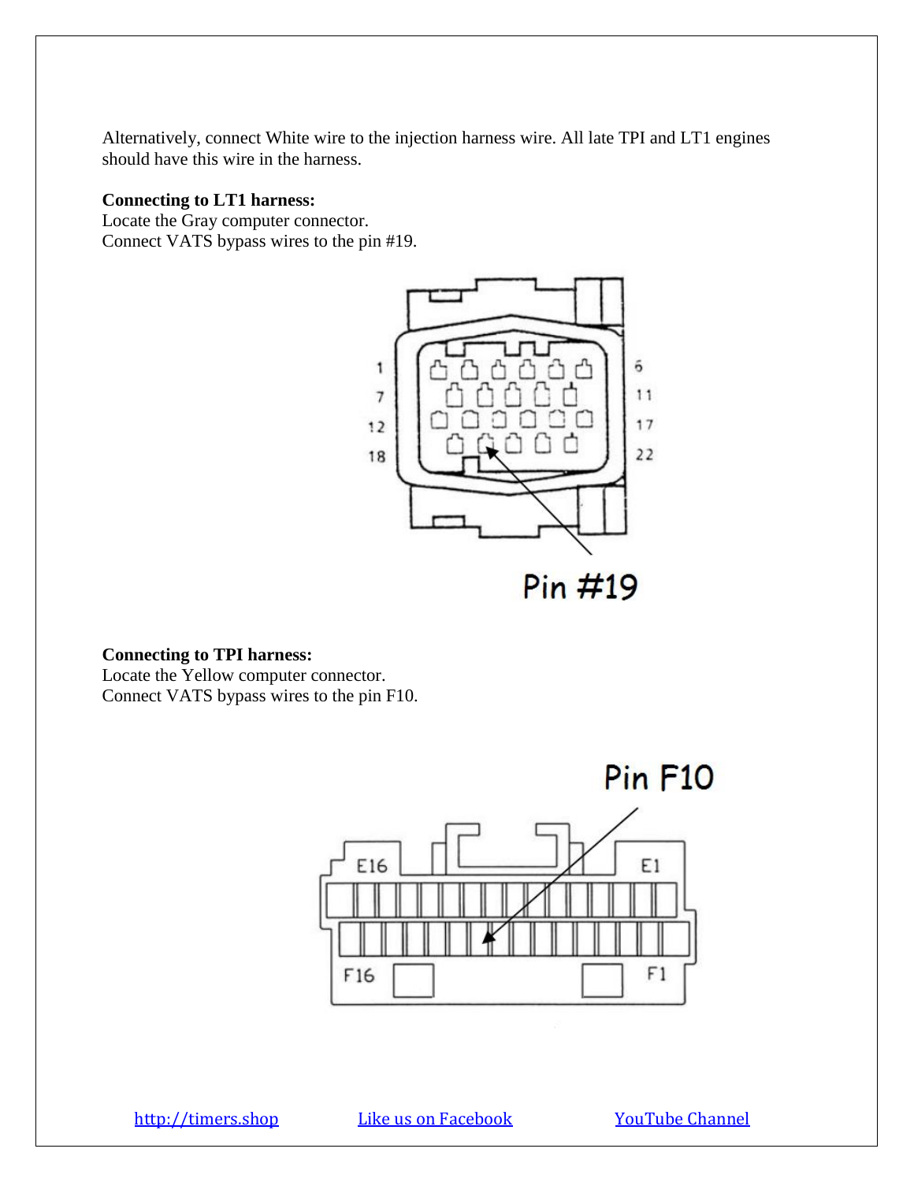Alternatively, connect White wire to the injection harness wire. All late TPI and LT1 engines should have this wire in the harness.

**Connecting to LT1 harness:**
Locate the Gray computer connector.
Connect VATS bypass wires to the pin #19.

1 7 12 18 6 11 17 22

Pin #19

**Connecting to TPI harness:**
Locate the Yellow computer connector.
Connect VATS bypass wires to the pin F10.

Pin F10

E16 E1 F16 F1

[http://timers.shop](http://timers.shop) Like us on Facebook YouTube Channel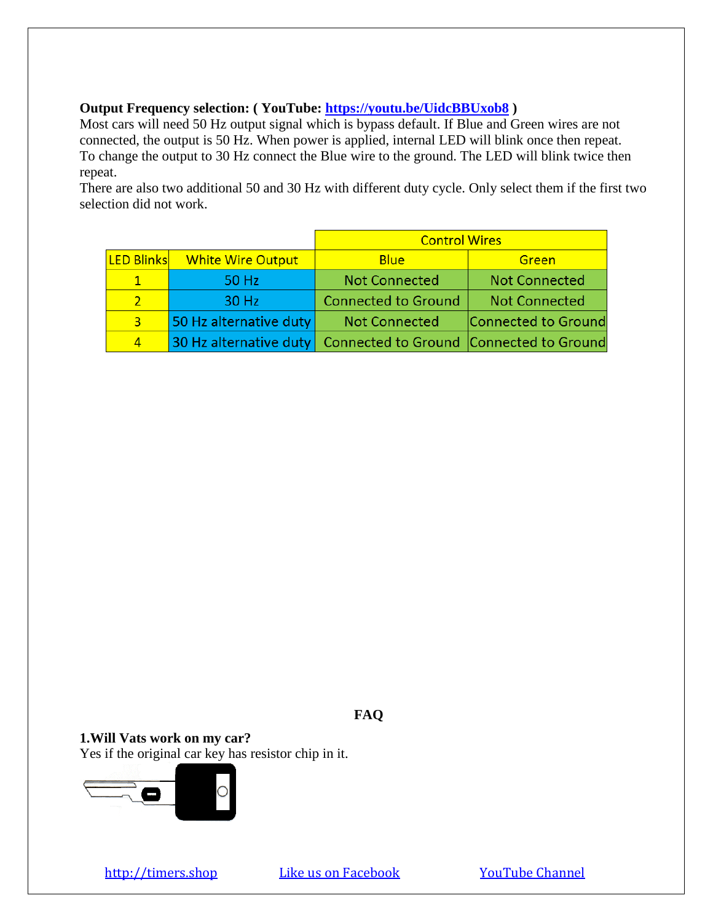**Output Frequency selection: ( YouTube: [https://youtu.be/UidcBBUxob8](https://youtu.be/UidcBBUxob8) )**
Most cars will need 50 Hz output signal which is bypass default. If Blue and Green wires are not connected, the output is 50 Hz. When power is applied, internal LED will blink once then repeat.
To change the output to 30 Hz connect the Blue wire to the ground. The LED will blink twice then repeat.
There are also two additional 50 and 30 Hz with different duty cycle. Only select them if the first two selection did not work.

| | | Control Wires | |
|---|---|---|---|
| LED Blinks | White Wire Output | Blue | Green |
| 1 | 50 Hz | Not Connected | Not Connected |
| 2 | 30 Hz | Connected to Ground | Not Connected |
| 3 | 50 Hz alternative duty | Not Connected | Connected to Ground |
| 4 | 30 Hz alternative duty | Connected to Ground | Connected to Ground |

## FAQ

**1.Will Vats work on my car?**
Yes if the original car key has resistor chip in it.

[http://timers.shop](http://timers.shop) Like us on Facebook YouTube Channel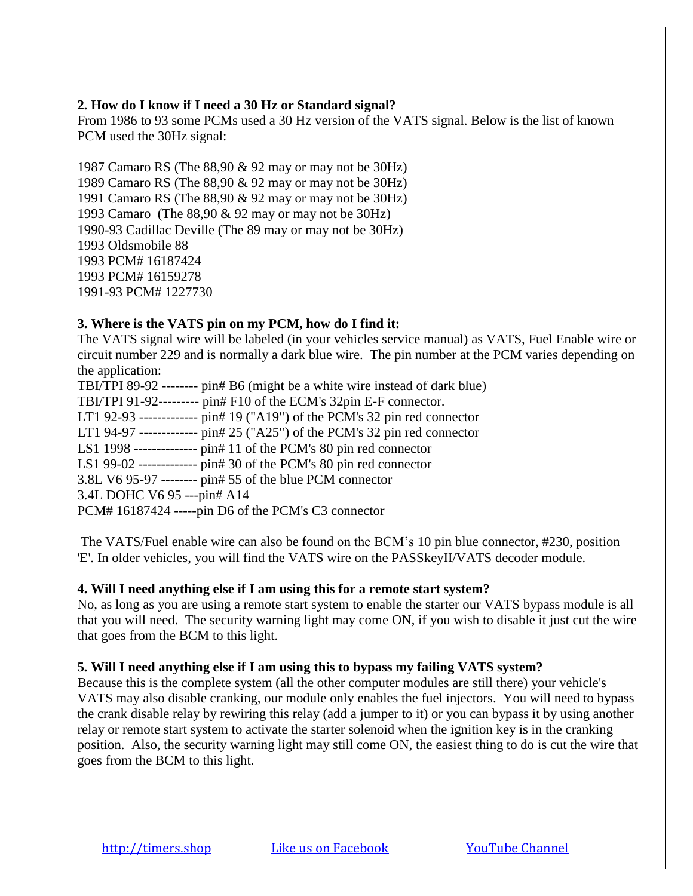**2. How do I know if I need a 30 Hz or Standard signal?**

From 1986 to 93 some PCMs used a 30 Hz version of the VATS signal. Below is the list of known PCM used the 30Hz signal:

1987 Camaro RS (The 88,90 & 92 may or may not be 30Hz)
1989 Camaro RS (The 88,90 & 92 may or may not be 30Hz)
1991 Camaro RS (The 88,90 & 92 may or may not be 30Hz)
1993 Camaro (The 88,90 & 92 may or may not be 30Hz)
1990-93 Cadillac Deville (The 89 may or may not be 30Hz)
1993 Oldsmobile 88
1993 PCM# 16187424
1993 PCM# 16159278
1991-93 PCM# 1227730

**3. Where is the VATS pin on my PCM, how do I find it:**

The VATS signal wire will be labeled (in your vehicles service manual) as VATS, Fuel Enable wire or circuit number 229 and is normally a dark blue wire. The pin number at the PCM varies depending on the application:

TBI/TPI 89-92 -------- pin# B6 (might be a white wire instead of dark blue)
TBI/TPI 91-92--------- pin# F10 of the ECM's 32pin E-F connector.
LT1 92-93 ------------- pin# 19 ("A19") of the PCM's 32 pin red connector
LT1 94-97 ------------- pin# 25 ("A25") of the PCM's 32 pin red connector
LS1 1998 -------------- pin# 11 of the PCM's 80 pin red connector
LS1 99-02 ------------- pin# 30 of the PCM's 80 pin red connector
3.8L V6 95-97 -------- pin# 55 of the blue PCM connector
3.4L DOHC V6 95 ---pin# A14
PCM# 16187424 -----pin D6 of the PCM's C3 connector

The VATS/Fuel enable wire can also be found on the BCM's 10 pin blue connector, #230, position 'E'. In older vehicles, you will find the VATS wire on the PASSkeyII/VATS decoder module.

**4. Will I need anything else if I am using this for a remote start system?**

No, as long as you are using a remote start system to enable the starter our VATS bypass module is all that you will need. The security warning light may come ON, if you wish to disable it just cut the wire that goes from the BCM to this light.

**5. Will I need anything else if I am using this to bypass my failing VATS system?**

Because this is the complete system (all the other computer modules are still there) your vehicle's VATS may also disable cranking, our module only enables the fuel injectors. You will need to bypass the crank disable relay by rewiring this relay (add a jumper to it) or you can bypass it by using another relay or remote start system to activate the starter solenoid when the ignition key is in the cranking position. Also, the security warning light may still come ON, the easiest thing to do is cut the wire that goes from the BCM to this light.

http://timers.shop Like us on Facebook YouTube Channel